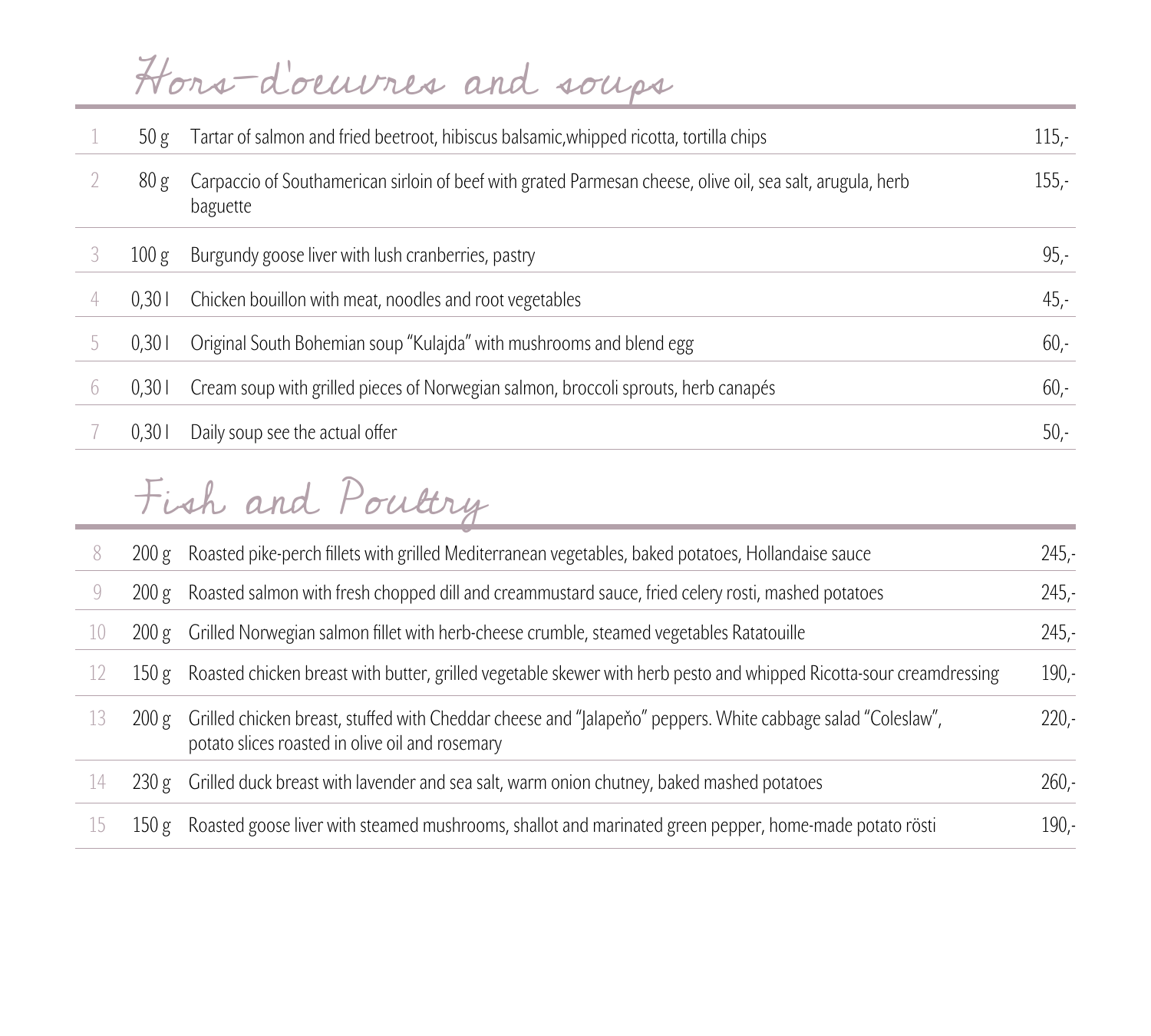# Hors-d'oeuvres and soups

| | | | |
|---|---|---|---|
| 1 | 50 g | Tartar of salmon and fried beetroot, hibiscus balsamic,whipped ricotta, tortilla chips | 115,- |
| 2 | 80 g | Carpaccio of Southamerican sirloin of beef with grated Parmesan cheese, olive oil, sea salt, arugula, herb baguette | 155,- |
| 3 | 100 g | Burgundy goose liver with lush cranberries, pastry | 95,- |
| 4 | 0,30 l | Chicken bouillon with meat, noodles and root vegetables | 45,- |
| 5 | 0,30 l | Original South Bohemian soup "Kulajda" with mushrooms and blend egg | 60,- |
| 6 | 0,30 l | Cream soup with grilled pieces of Norwegian salmon, broccoli sprouts, herb canapés | 60,- |
| 7 | 0,30 l | Daily soup see the actual offer | 50,- |

# Fish and Poultry

| | | | |
|---|---|---|---|
| 8 | 200 g | Roasted pike-perch fillets with grilled Mediterranean vegetables, baked potatoes, Hollandaise sauce | 245,- |
| 9 | 200 g | Roasted salmon with fresh chopped dill and creammustard sauce, fried celery rosti, mashed potatoes | 245,- |
| 10 | 200 g | Grilled Norwegian salmon fillet with herb-cheese crumble, steamed vegetables Ratatouille | 245,- |
| 12 | 150 g | Roasted chicken breast with butter, grilled vegetable skewer with herb pesto and whipped Ricotta-sour creamdressing | 190,- |
| 13 | 200 g | Grilled chicken breast, stuffed with Cheddar cheese and "Jalapeňo" peppers. White cabbage salad "Coleslaw", potato slices roasted in olive oil and rosemary | 220,- |
| 14 | 230 g | Grilled duck breast with lavender and sea salt, warm onion chutney, baked mashed potatoes | 260,- |
| 15 | 150 g | Roasted goose liver with steamed mushrooms, shallot and marinated green pepper, home-made potato rösti | 190,- |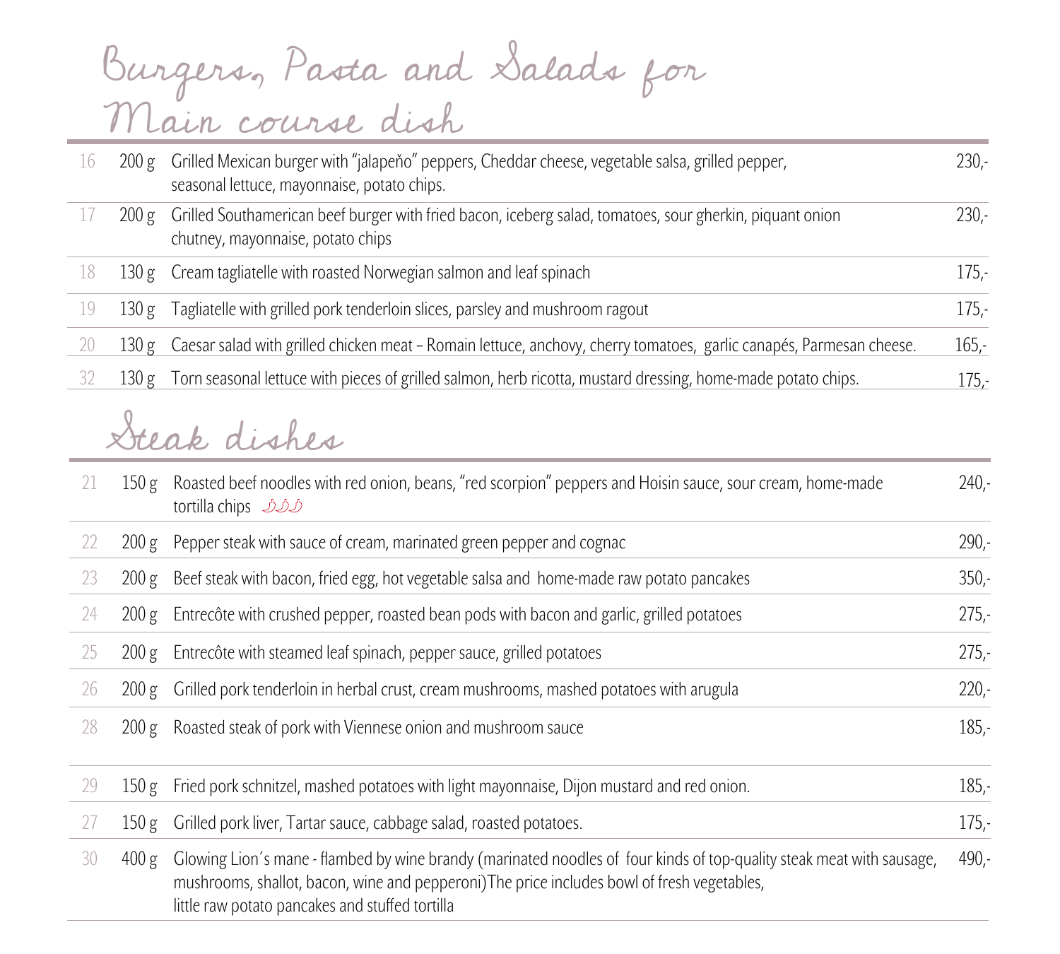# Burgers, Pasta and Salads for Main course dish

| | | | |
|---|---|---|---|
| 16 | 200 g | Grilled Mexican burger with "jalapeňo" peppers, Cheddar cheese, vegetable salsa, grilled pepper, seasonal lettuce, mayonnaise, potato chips. | 230,- |
| 17 | 200 g | Grilled Southamerican beef burger with fried bacon, iceberg salad, tomatoes, sour gherkin, piquant onion chutney, mayonnaise, potato chips | 230,- |
| 18 | 130 g | Cream tagliatelle with roasted Norwegian salmon and leaf spinach | 175,- |
| 19 | 130 g | Tagliatelle with grilled pork tenderloin slices, parsley and mushroom ragout | 175,- |
| 20 | 130 g | Caesar salad with grilled chicken meat – Romain lettuce, anchovy, cherry tomatoes, garlic canapés, Parmesan cheese. | 165,- |
| 32 | 130 g | Torn seasonal lettuce with pieces of grilled salmon, herb ricotta, mustard dressing, home-made potato chips. | 175,- |

# Steak dishes

| | | | |
|---|---|---|---|
| 21 | 150 g | Roasted beef noodles with red onion, beans, "red scorpion" peppers and Hoisin sauce, sour cream, home-made tortilla chips 🌶🌶🌶 | 240,- |
| 22 | 200 g | Pepper steak with sauce of cream, marinated green pepper and cognac | 290,- |
| 23 | 200 g | Beef steak with bacon, fried egg, hot vegetable salsa and home-made raw potato pancakes | 350,- |
| 24 | 200 g | Entrecôte with crushed pepper, roasted bean pods with bacon and garlic, grilled potatoes | 275,- |
| 25 | 200 g | Entrecôte with steamed leaf spinach, pepper sauce, grilled potatoes | 275,- |
| 26 | 200 g | Grilled pork tenderloin in herbal crust, cream mushrooms, mashed potatoes with arugula | 220,- |
| 28 | 200 g | Roasted steak of pork with Viennese onion and mushroom sauce | 185,- |
| 29 | 150 g | Fried pork schnitzel, mashed potatoes with light mayonnaise, Dijon mustard and red onion. | 185,- |
| 27 | 150 g | Grilled pork liver, Tartar sauce, cabbage salad, roasted potatoes. | 175,- |
| 30 | 400 g | Glowing Lion´s mane - flambed by wine brandy (marinated noodles of four kinds of top-quality steak meat with sausage, mushrooms, shallot, bacon, wine and pepperoni)The price includes bowl of fresh vegetables, little raw potato pancakes and stuffed tortilla | 490,- |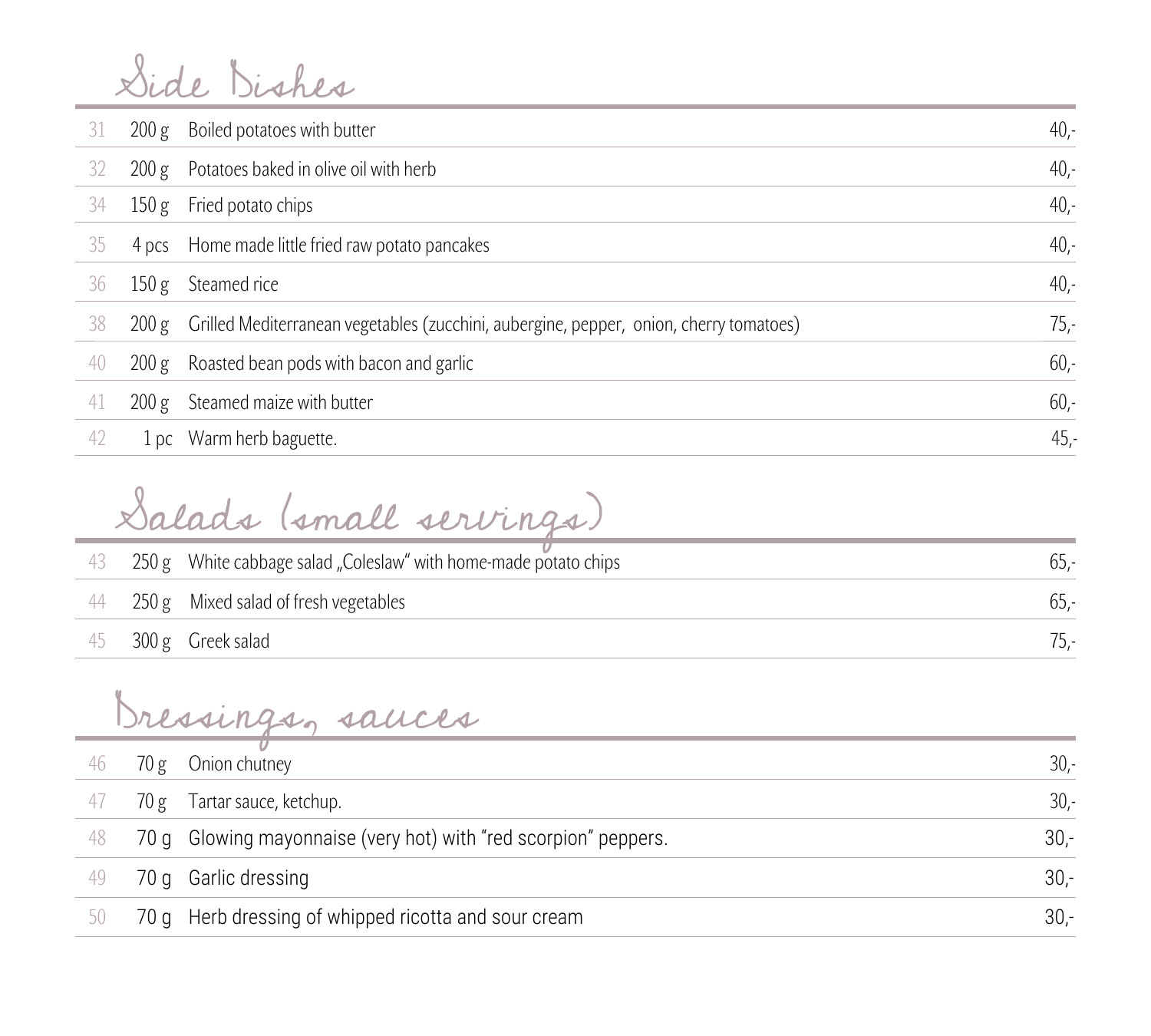## Side Dishes

| | | | |
|---|---|---|---|
| 31 | 200 g | Boiled potatoes with butter | 40,- |
| 32 | 200 g | Potatoes baked in olive oil with herb | 40,- |
| 34 | 150 g | Fried potato chips | 40,- |
| 35 | 4 pcs | Home made little fried raw potato pancakes | 40,- |
| 36 | 150 g | Steamed rice | 40,- |
| 38 | 200 g | Grilled Mediterranean vegetables (zucchini, aubergine, pepper, onion, cherry tomatoes) | 75,- |
| 40 | 200 g | Roasted bean pods with bacon and garlic | 60,- |
| 41 | 200 g | Steamed maize with butter | 60,- |
| 42 | 1 pc | Warm herb baguette. | 45,- |

## Salads (small servings)

| | | | |
|---|---|---|---|
| 43 | 250 g | White cabbage salad „Coleslaw" with home-made potato chips | 65,- |
| 44 | 250 g | Mixed salad of fresh vegetables | 65,- |
| 45 | 300 g | Greek salad | 75,- |

## Dressings, sauces

| | | | |
|---|---|---|---|
| 46 | 70 g | Onion chutney | 30,- |
| 47 | 70 g | Tartar sauce, ketchup. | 30,- |
| 48 | 70 g | Glowing mayonnaise (very hot) with "red scorpion" peppers. | 30,- |
| 49 | 70 g | Garlic dressing | 30,- |
| 50 | 70 g | Herb dressing of whipped ricotta and sour cream | 30,- |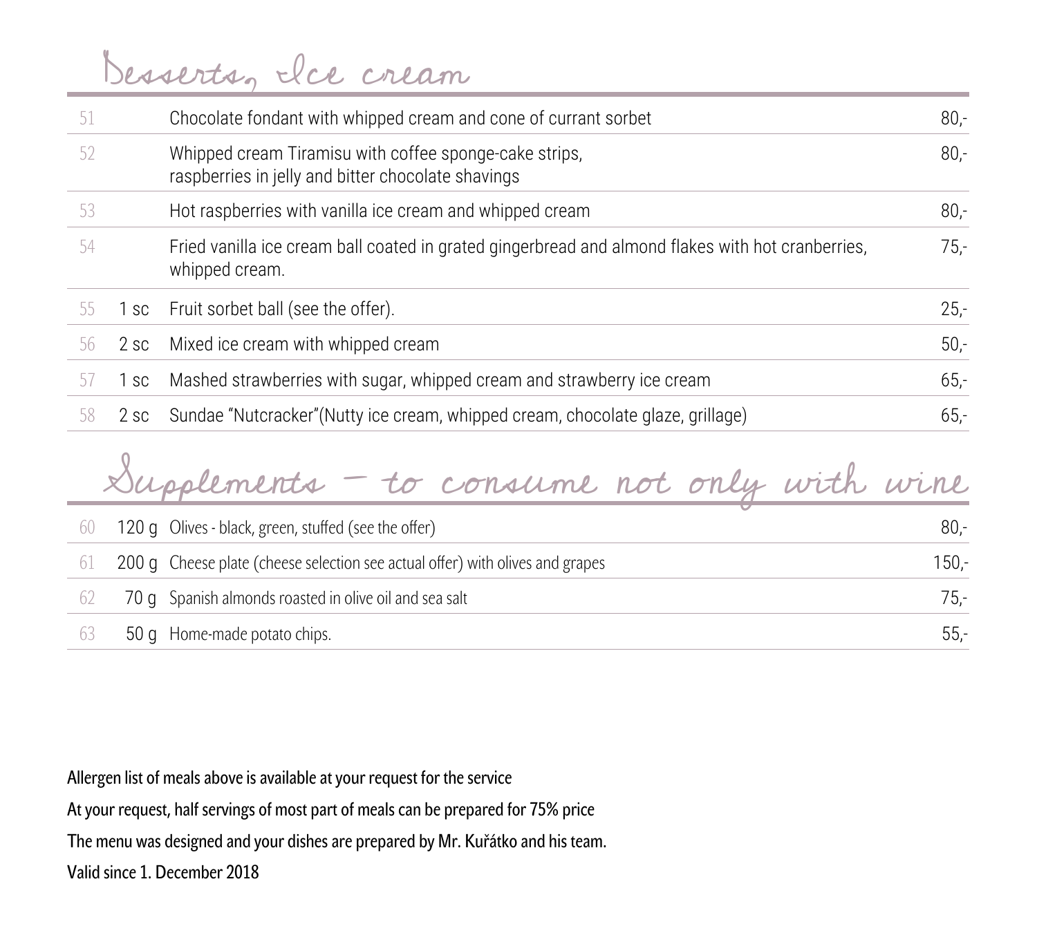## Desserts, Ice cream

| | | | |
|---|---|---|---|
| 51 | | Chocolate fondant with whipped cream and cone of currant sorbet | 80,- |
| 52 | | Whipped cream Tiramisu with coffee sponge-cake strips, raspberries in jelly and bitter chocolate shavings | 80,- |
| 53 | | Hot raspberries with vanilla ice cream and whipped cream | 80,- |
| 54 | | Fried vanilla ice cream ball coated in grated gingerbread and almond flakes with hot cranberries, whipped cream. | 75,- |
| 55 | 1 sc | Fruit sorbet ball (see the offer). | 25,- |
| 56 | 2 sc | Mixed ice cream with whipped cream | 50,- |
| 57 | 1 sc | Mashed strawberries with sugar, whipped cream and strawberry ice cream | 65,- |
| 58 | 2 sc | Sundae “Nutcracker”(Nutty ice cream, whipped cream, chocolate glaze, grillage) | 65,- |

## Supplements – to consume not only with wine

| | | | |
|---|---|---|---|
| 60 | 120 g | Olives - black, green, stuffed (see the offer) | 80,- |
| 61 | 200 g | Cheese plate (cheese selection see actual offer) with olives and grapes | 150,- |
| 62 | 70 g | Spanish almonds roasted in olive oil and sea salt | 75,- |
| 63 | 50 g | Home-made potato chips. | 55,- |

Allergen list of meals above is available at your request for the service

At your request, half servings of most part of meals can be prepared for 75% price

The menu was designed and your dishes are prepared by Mr. Kuřátko and his team.

Valid since 1. December 2018